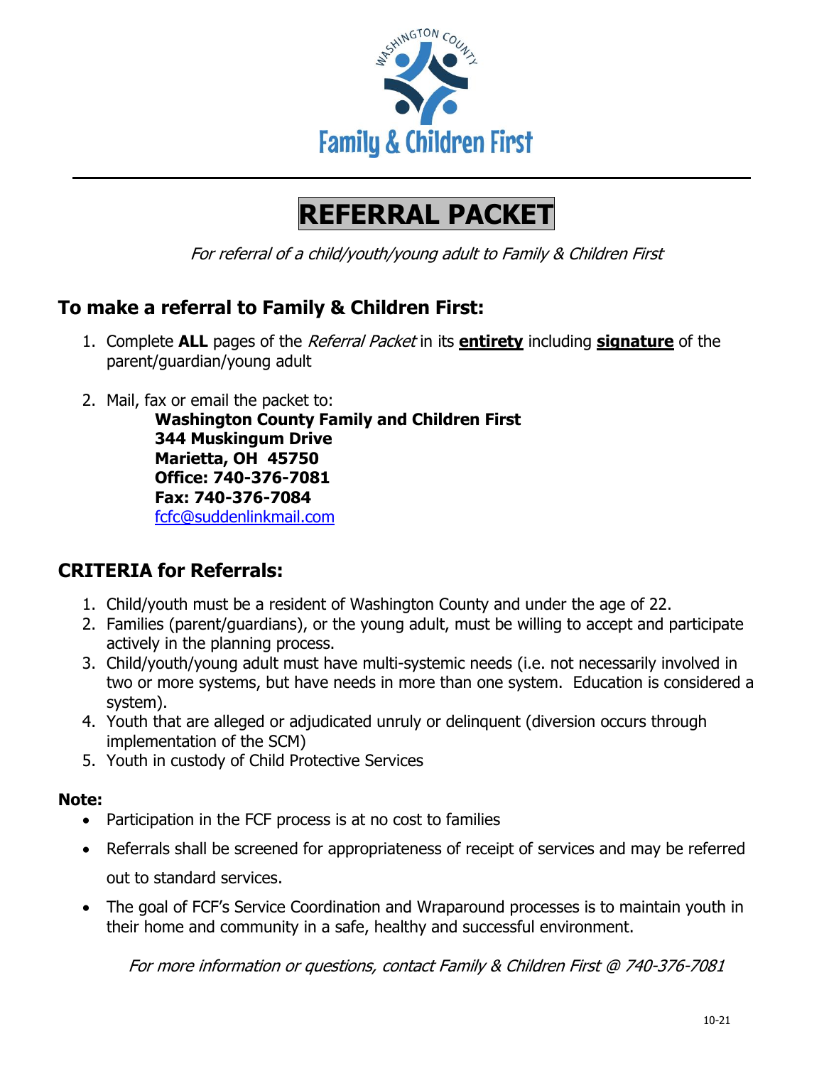# Washington County Family & Children First

# REFERRAL PACKET

*For referral of a child/youth/young adult to Family & Children First*

## To make a referral to Family & Children First:

1. Complete **ALL** pages of the *Referral Packet* in its **entirety** including **signature** of the parent/guardian/young adult
2. Mail, fax or email the packet to:
   **Washington County Family and Children First**
   **344 Muskingum Drive**
   **Marietta, OH 45750**
   **Office: 740-376-7081**
   **Fax: 740-376-7084**
   fcfc@suddenlinkmail.com

## CRITERIA for Referrals:

1. Child/youth must be a resident of Washington County and under the age of 22.
2. Families (parent/guardians), or the young adult, must be willing to accept and participate actively in the planning process.
3. Child/youth/young adult must have multi-systemic needs (i.e. not necessarily involved in two or more systems, but have needs in more than one system. Education is considered a system).
4. Youth that are alleged or adjudicated unruly or delinquent (diversion occurs through implementation of the SCM)
5. Youth in custody of Child Protective Services

**Note:**

- Participation in the FCF process is at no cost to families
- Referrals shall be screened for appropriateness of receipt of services and may be referred out to standard services.
- The goal of FCF's Service Coordination and Wraparound processes is to maintain youth in their home and community in a safe, healthy and successful environment.

*For more information or questions, contact Family & Children First @ 740-376-7081*

10-21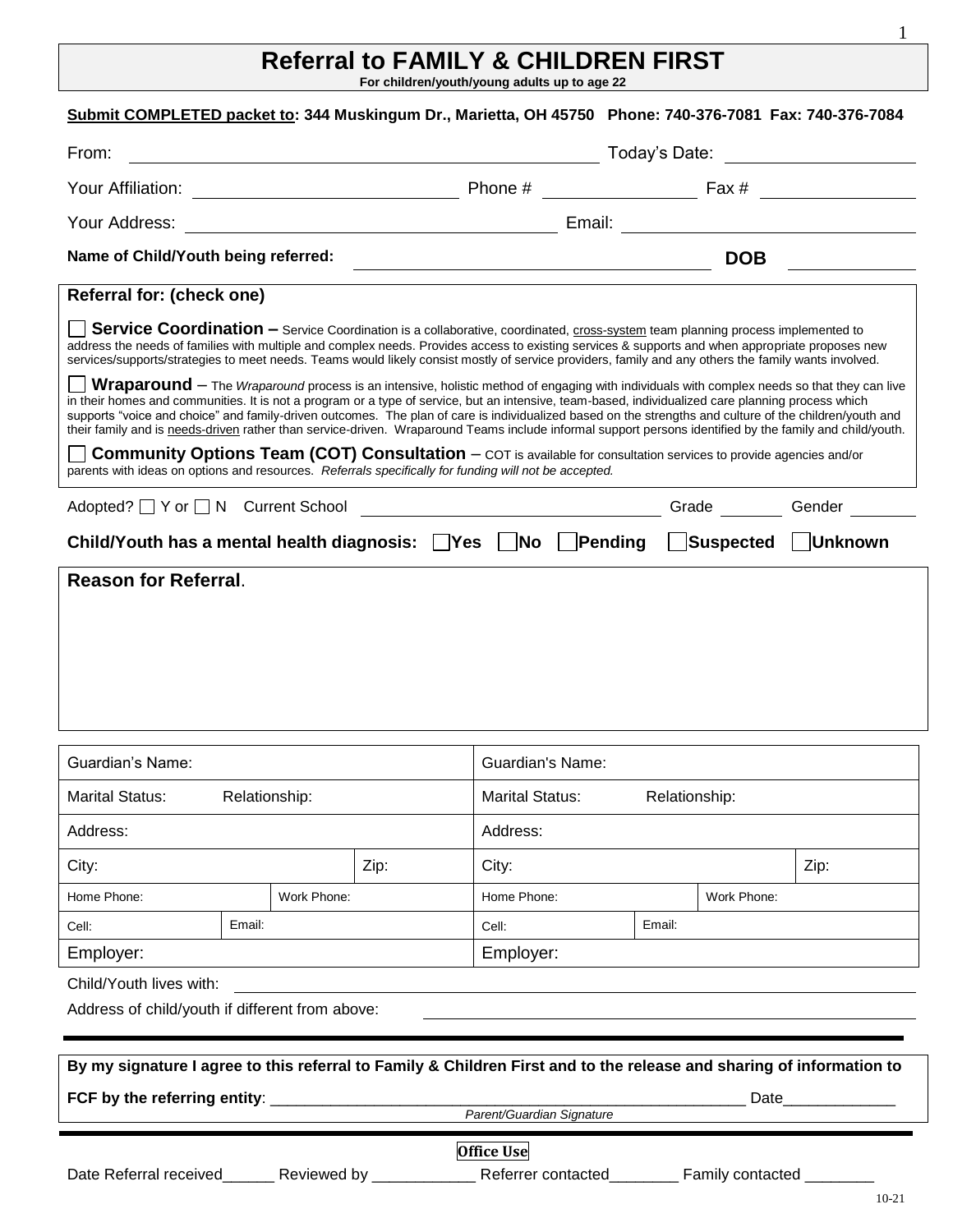# Referral to FAMILY & CHILDREN FIRST

**For children/youth/young adults up to age 22**

**Submit COMPLETED packet to: 344 Muskingum Dr., Marietta, OH 45750 Phone: 740-376-7081 Fax: 740-376-7084**

From: ______________________________ Today's Date: ______________

Your Affiliation: ______________________ Phone # ____________ Fax # ____________

Your Address: ______________________________ Email: ______________________

**Name of Child/Youth being referred:** ______________________________ **DOB** __________

**Referral for: (check one)**

☐ **Service Coordination –** Service Coordination is a collaborative, coordinated, cross-system team planning process implemented to address the needs of families with multiple and complex needs. Provides access to existing services & supports and when appropriate proposes new services/supports/strategies to meet needs. Teams would likely consist mostly of service providers, family and any others the family wants involved.

☐ **Wraparound** – The *Wraparound* process is an intensive, holistic method of engaging with individuals with complex needs so that they can live in their homes and communities. It is not a program or a type of service, but an intensive, team-based, individualized care planning process which supports "voice and choice" and family-driven outcomes. The plan of care is individualized based on the strengths and culture of the children/youth and their family and is needs-driven rather than service-driven. Wraparound Teams include informal support persons identified by the family and child/youth.

☐ **Community Options Team (COT) Consultation** – COT is available for consultation services to provide agencies and/or parents with ideas on options and resources. *Referrals specifically for funding will not be accepted.*

Adopted? ☐ Y or ☐ N Current School ______________________ Grade ______ Gender ______

**Child/Youth has a mental health diagnosis:** ☐ **Yes** ☐ **No** ☐ **Pending** ☐ **Suspected** ☐ **Unknown**

**Reason for Referral**.

| Guardian's Name: | | | | Guardian's Name: | | | |
|---|---|---|---|---|---|---|---|
| Marital Status: | Relationship: | | | Marital Status: | Relationship: | | |
| Address: | | | | Address: | | | |
| City: | | | Zip: | City: | | | Zip: |
| Home Phone: | | Work Phone: | | Home Phone: | | Work Phone: | |
| Cell: | Email: | | | Cell: | Email: | | |
| Employer: | | | | Employer: | | | |

Child/Youth lives with: ______________________________

Address of child/youth if different from above: ______________________________

**By my signature I agree to this referral to Family & Children First and to the release and sharing of information to FCF by the referring entity**: ______________________________ Date____________

*Parent/Guardian Signature*

**Office Use**

Date Referral received______ Reviewed by ____________ Referrer contacted________ Family contacted ________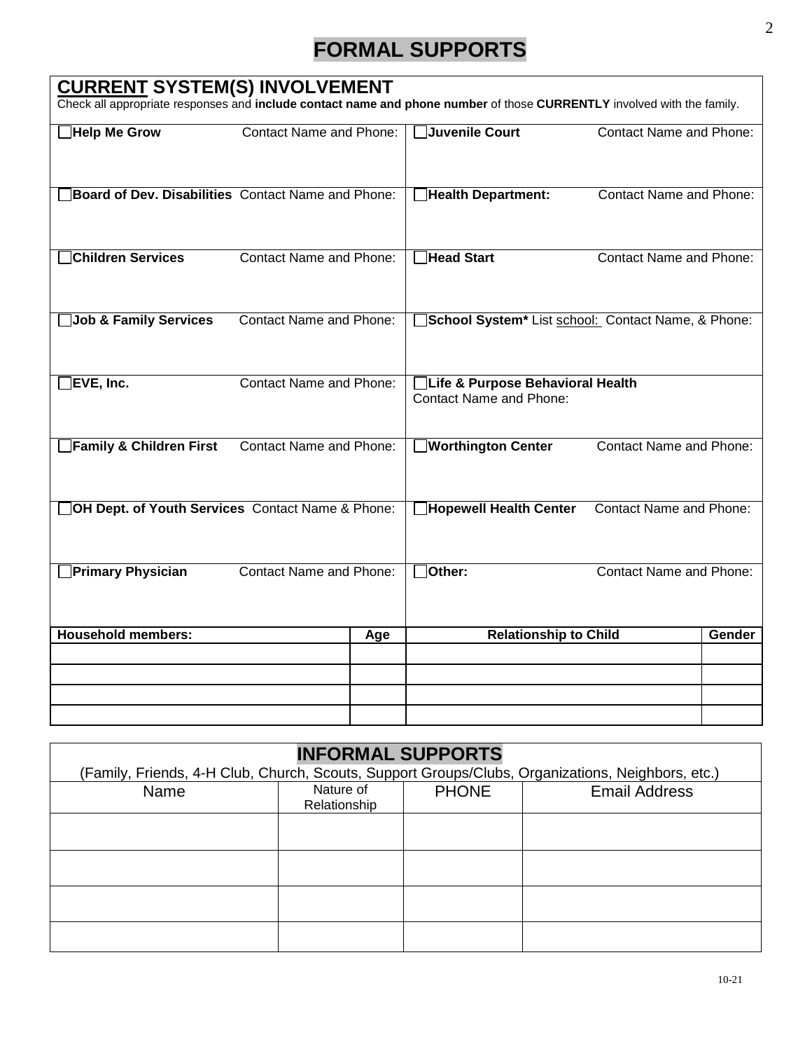# FORMAL SUPPORTS

## CURRENT SYSTEM(S) INVOLVEMENT

Check all appropriate responses and **include contact name and phone number** of those **CURRENTLY** involved with the family.

| | |
|---|---|
| ☐ **Help Me Grow** Contact Name and Phone: | ☐ **Juvenile Court** Contact Name and Phone: |
| ☐ **Board of Dev. Disabilities** Contact Name and Phone: | ☐ **Health Department:** Contact Name and Phone: |
| ☐ **Children Services** Contact Name and Phone: | ☐ **Head Start** Contact Name and Phone: |
| ☐ **Job & Family Services** Contact Name and Phone: | ☐ **School System*** List school: Contact Name, & Phone: |
| ☐ **EVE, Inc.** Contact Name and Phone: | ☐ **Life & Purpose Behavioral Health** Contact Name and Phone: |
| ☐ **Family & Children First** Contact Name and Phone: | ☐ **Worthington Center** Contact Name and Phone: |
| ☐ **OH Dept. of Youth Services** Contact Name & Phone: | ☐ **Hopewell Health Center** Contact Name and Phone: |
| ☐ **Primary Physician** Contact Name and Phone: | ☐ **Other:** Contact Name and Phone: |

| **Household members:** | **Age** | **Relationship to Child** | **Gender** |
|---|---|---|---|
| | | | |
| | | | |
| | | | |
| | | | |

## INFORMAL SUPPORTS

(Family, Friends, 4-H Club, Church, Scouts, Support Groups/Clubs, Organizations, Neighbors, etc.)

| Name | Nature of Relationship | PHONE | Email Address |
|---|---|---|---|
| | | | |
| | | | |
| | | | |
| | | | |

10-21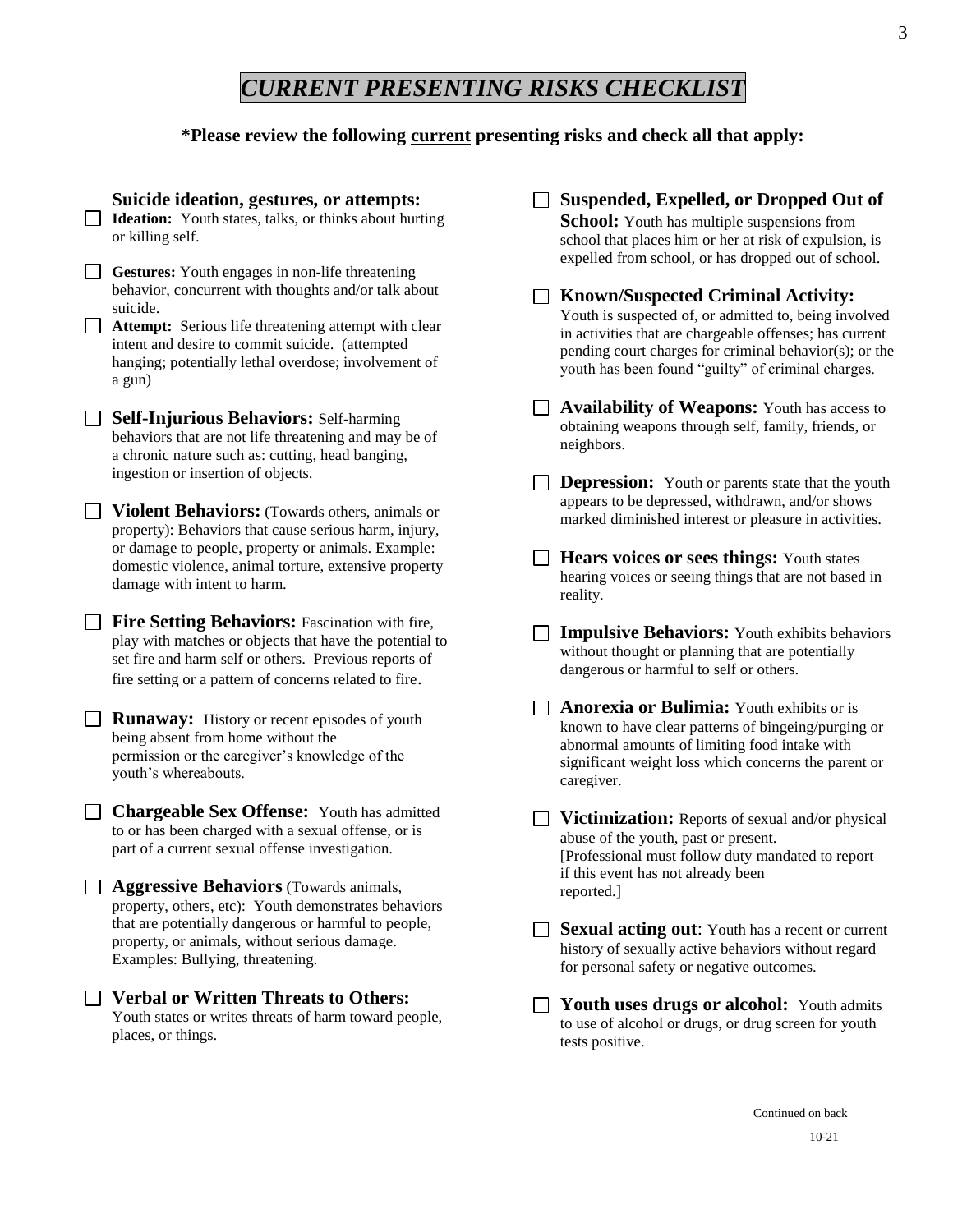# *CURRENT PRESENTING RISKS CHECKLIST*

**\*Please review the following current presenting risks and check all that apply:**

**Suicide ideation, gestures, or attempts:**

- ☐ **Ideation:** Youth states, talks, or thinks about hurting or killing self.
- ☐ **Gestures:** Youth engages in non-life threatening behavior, concurrent with thoughts and/or talk about suicide.
- ☐ **Attempt:** Serious life threatening attempt with clear intent and desire to commit suicide. (attempted hanging; potentially lethal overdose; involvement of a gun)

☐ **Self-Injurious Behaviors:** Self-harming behaviors that are not life threatening and may be of a chronic nature such as: cutting, head banging, ingestion or insertion of objects.

☐ **Violent Behaviors:** (Towards others, animals or property): Behaviors that cause serious harm, injury, or damage to people, property or animals. Example: domestic violence, animal torture, extensive property damage with intent to harm.

☐ **Fire Setting Behaviors:** Fascination with fire, play with matches or objects that have the potential to set fire and harm self or others. Previous reports of fire setting or a pattern of concerns related to fire.

☐ **Runaway:** History or recent episodes of youth being absent from home without the permission or the caregiver's knowledge of the youth's whereabouts.

☐ **Chargeable Sex Offense:** Youth has admitted to or has been charged with a sexual offense, or is part of a current sexual offense investigation.

☐ **Aggressive Behaviors** (Towards animals, property, others, etc): Youth demonstrates behaviors that are potentially dangerous or harmful to people, property, or animals, without serious damage. Examples: Bullying, threatening.

☐ **Verbal or Written Threats to Others:** Youth states or writes threats of harm toward people, places, or things.

☐ **Suspended, Expelled, or Dropped Out of School:** Youth has multiple suspensions from school that places him or her at risk of expulsion, is expelled from school, or has dropped out of school.

☐ **Known/Suspected Criminal Activity:** Youth is suspected of, or admitted to, being involved in activities that are chargeable offenses; has current pending court charges for criminal behavior(s); or the youth has been found "guilty" of criminal charges.

☐ **Availability of Weapons:** Youth has access to obtaining weapons through self, family, friends, or neighbors.

☐ **Depression:** Youth or parents state that the youth appears to be depressed, withdrawn, and/or shows marked diminished interest or pleasure in activities.

☐ **Hears voices or sees things:** Youth states hearing voices or seeing things that are not based in reality.

☐ **Impulsive Behaviors:** Youth exhibits behaviors without thought or planning that are potentially dangerous or harmful to self or others.

☐ **Anorexia or Bulimia:** Youth exhibits or is known to have clear patterns of bingeing/purging or abnormal amounts of limiting food intake with significant weight loss which concerns the parent or caregiver.

☐ **Victimization:** Reports of sexual and/or physical abuse of the youth, past or present. [Professional must follow duty mandated to report if this event has not already been reported.]

☐ **Sexual acting out**: Youth has a recent or current history of sexually active behaviors without regard for personal safety or negative outcomes.

☐ **Youth uses drugs or alcohol:** Youth admits to use of alcohol or drugs, or drug screen for youth tests positive.

Continued on back

10-21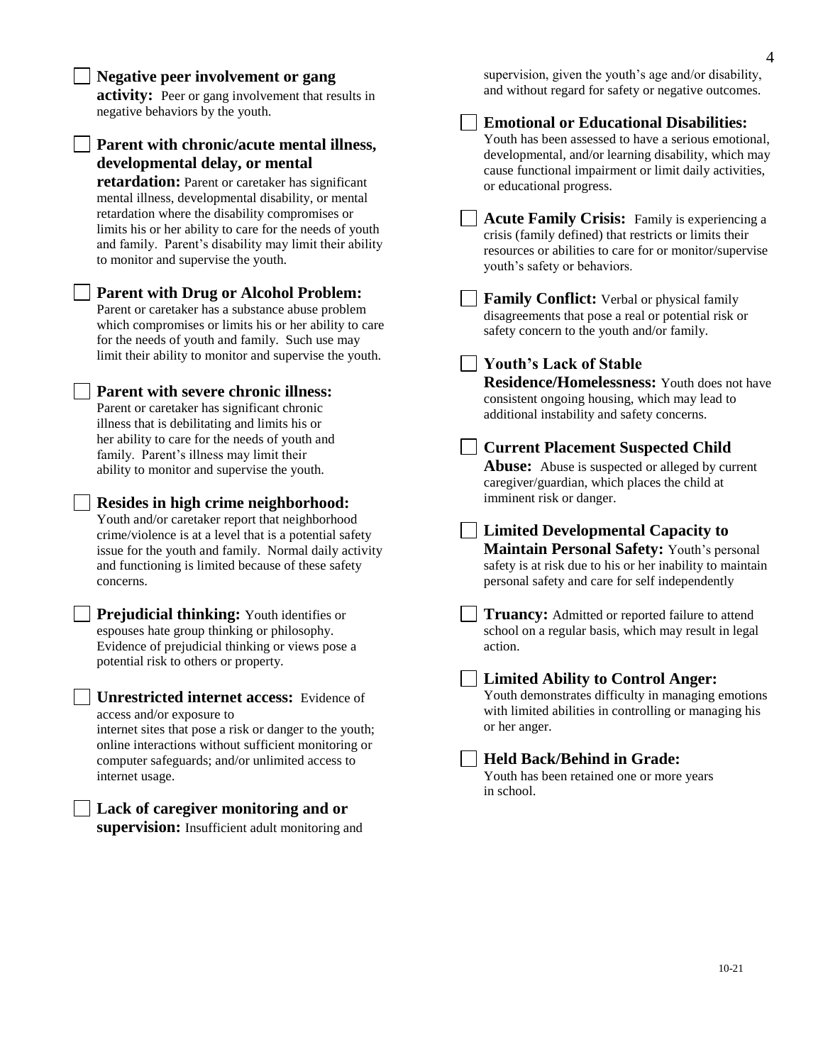- [ ] **Negative peer involvement or gang activity:** Peer or gang involvement that results in negative behaviors by the youth.

- [ ] **Parent with chronic/acute mental illness, developmental delay, or mental retardation:** Parent or caretaker has significant mental illness, developmental disability, or mental retardation where the disability compromises or limits his or her ability to care for the needs of youth and family. Parent's disability may limit their ability to monitor and supervise the youth.

- [ ] **Parent with Drug or Alcohol Problem:** Parent or caretaker has a substance abuse problem which compromises or limits his or her ability to care for the needs of youth and family. Such use may limit their ability to monitor and supervise the youth.

- [ ] **Parent with severe chronic illness:** Parent or caretaker has significant chronic illness that is debilitating and limits his or her ability to care for the needs of youth and family. Parent's illness may limit their ability to monitor and supervise the youth.

- [ ] **Resides in high crime neighborhood:** Youth and/or caretaker report that neighborhood crime/violence is at a level that is a potential safety issue for the youth and family. Normal daily activity and functioning is limited because of these safety concerns.

- [ ] **Prejudicial thinking:** Youth identifies or espouses hate group thinking or philosophy. Evidence of prejudicial thinking or views pose a potential risk to others or property.

- [ ] **Unrestricted internet access:** Evidence of access and/or exposure to internet sites that pose a risk or danger to the youth; online interactions without sufficient monitoring or computer safeguards; and/or unlimited access to internet usage.

- [ ] **Lack of caregiver monitoring and or supervision:** Insufficient adult monitoring and supervision, given the youth's age and/or disability, and without regard for safety or negative outcomes.

- [ ] **Emotional or Educational Disabilities:** Youth has been assessed to have a serious emotional, developmental, and/or learning disability, which may cause functional impairment or limit daily activities, or educational progress.

- [ ] **Acute Family Crisis:** Family is experiencing a crisis (family defined) that restricts or limits their resources or abilities to care for or monitor/supervise youth's safety or behaviors.

- [ ] **Family Conflict:** Verbal or physical family disagreements that pose a real or potential risk or safety concern to the youth and/or family.

- [ ] **Youth's Lack of Stable Residence/Homelessness:** Youth does not have consistent ongoing housing, which may lead to additional instability and safety concerns.

- [ ] **Current Placement Suspected Child Abuse:** Abuse is suspected or alleged by current caregiver/guardian, which places the child at imminent risk or danger.

- [ ] **Limited Developmental Capacity to Maintain Personal Safety:** Youth's personal safety is at risk due to his or her inability to maintain personal safety and care for self independently

- [ ] **Truancy:** Admitted or reported failure to attend school on a regular basis, which may result in legal action.

- [ ] **Limited Ability to Control Anger:** Youth demonstrates difficulty in managing emotions with limited abilities in controlling or managing his or her anger.

- [ ] **Held Back/Behind in Grade:** Youth has been retained one or more years in school.